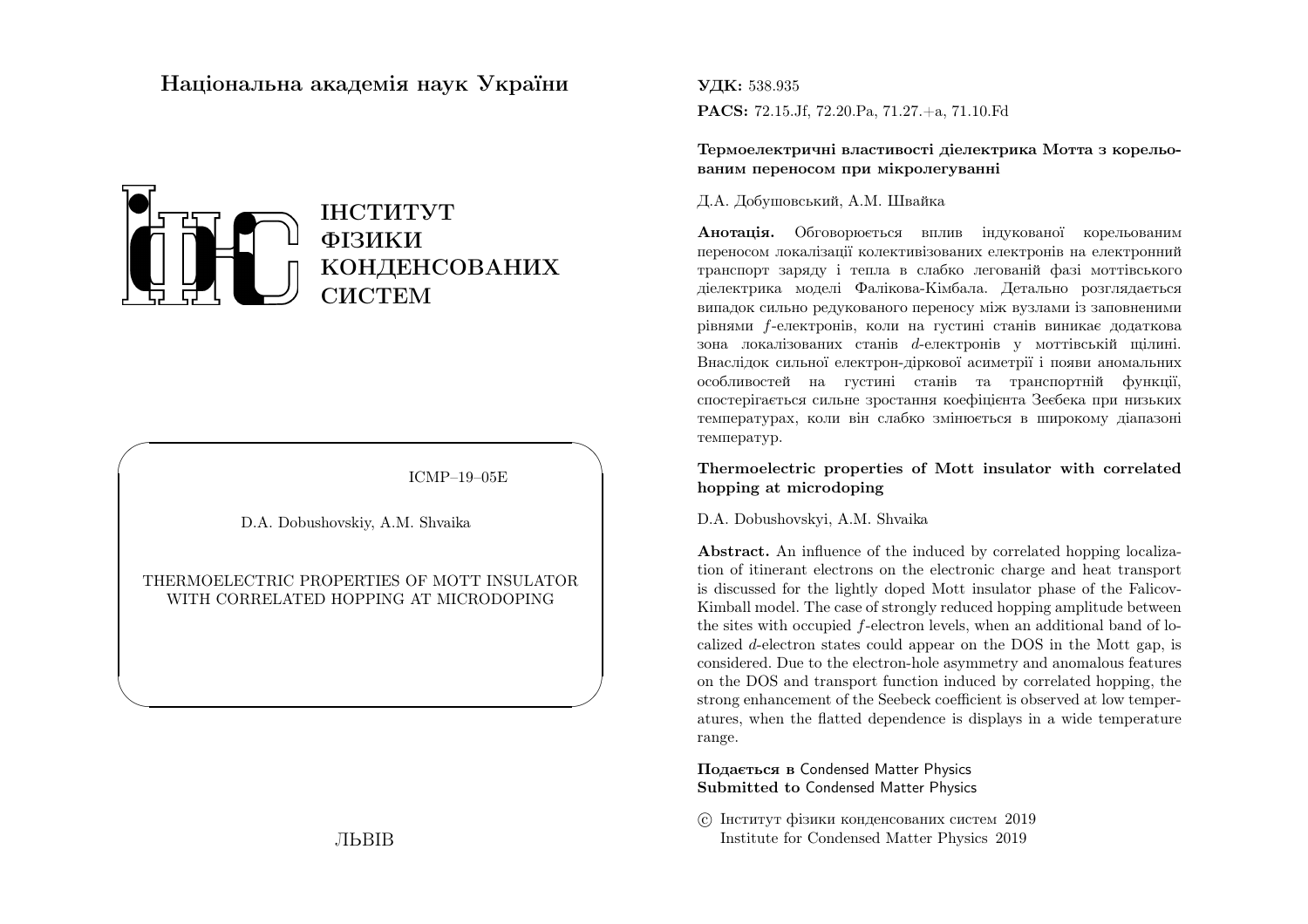# Національна академія наук України

ІНСТИТУТ
ФІЗИКИ
КОНДЕНСОВАНИХ
СИСТЕМ

ICMP–19–05E

D.A. Dobushovskiy, A.M. Shvaika

THERMOELECTRIC PROPERTIES OF MOTT INSULATOR WITH CORRELATED HOPPING AT MICRODOPING

ЛЬВІВ

**УДК:** 538.935

**PACS:** 72.15.Jf, 72.20.Pa, 71.27.+a, 71.10.Fd

**Термоелектричні властивості діелектрика Мотта з корельованим переносом при мікролегуванні**

Д.А. Добушовський, А.М. Швайка

**Анотація.** Обговорюється вплив індукованої корельованим переносом локалізації колективізованих електронів на електронний транспорт заряду і тепла в слабко легованій фазі моттівського діелектрика моделі Фалікова-Кімбала. Детально розглядається випадок сильно редукованого переносу між вузлами із заповненими рівнями $f$-електронів, коли на густині станів виникає додаткова зона локалізованих станів $d$-електронів у моттівській щілині. Внаслідок сильної електрон-діркової асиметрії і появи аномальних особливостей на густині станів та транспортній функції, спостерігається сильне зростання коефіцієнта Зеєбека при низьких температурах, коли він слабко змінюється в широкому діапазоні температур.

**Thermoelectric properties of Mott insulator with correlated hopping at microdoping**

D.A. Dobushovskyi, A.M. Shvaika

**Abstract.** An influence of the induced by correlated hopping localization of itinerant electrons on the electronic charge and heat transport is discussed for the lightly doped Mott insulator phase of the Falicov-Kimball model. The case of strongly reduced hopping amplitude between the sites with occupied $f$-electron levels, when an additional band of localized $d$-electron states could appear on the DOS in the Mott gap, is considered. Due to the electron-hole asymmetry and anomalous features on the DOS and transport function induced by correlated hopping, the strong enhancement of the Seebeck coefficient is observed at low temperatures, when the flatted dependence is displays in a wide temperature range.

**Подається в** Condensed Matter Physics
**Submitted to** Condensed Matter Physics

© Інститут фізики конденсованих систем 2019
Institute for Condensed Matter Physics 2019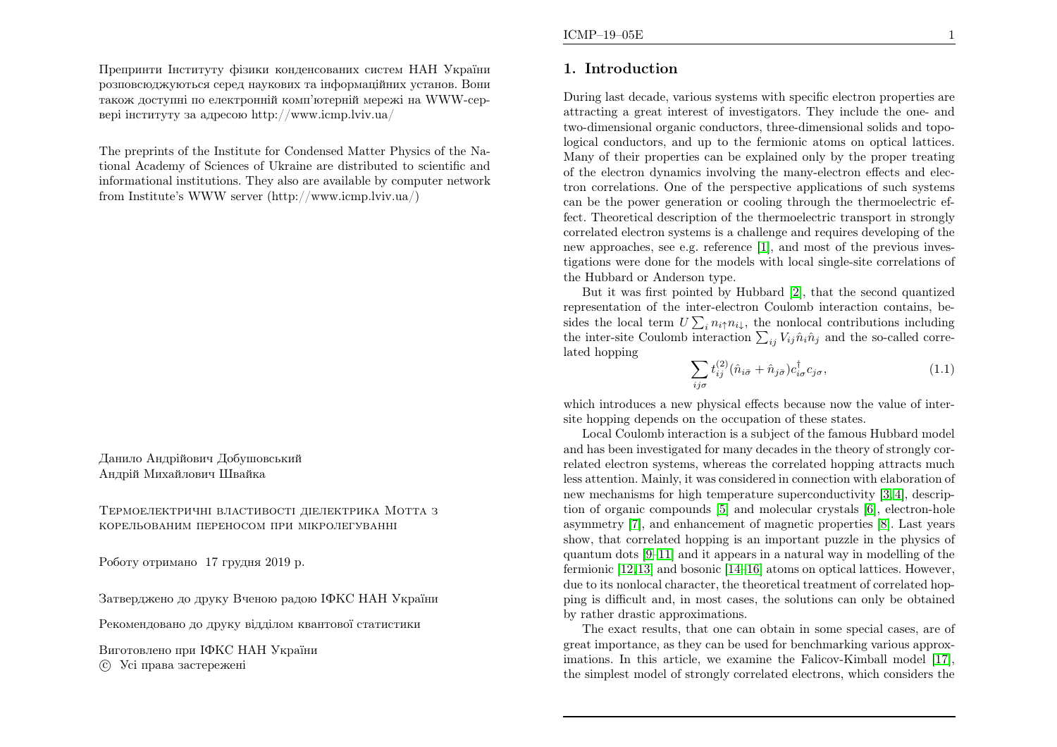Препринти Інституту фізики конденсованих систем НАН України розповсюджуються серед наукових та інформаційних установ. Вони також доступні по електронній комп'ютерній мережі на WWW-сервері інституту за адресою http://www.icmp.lviv.ua/

The preprints of the Institute for Condensed Matter Physics of the National Academy of Sciences of Ukraine are distributed to scientific and informational institutions. They also are available by computer network from Institute's WWW server (http://www.icmp.lviv.ua/)

Данило Андрійович Добушовський
Андрій Михайлович Швайка

Термоелектричні властивості діелектрика Мотта з корельованим переносом при мікролегуванні

Роботу отримано 17 грудня 2019 р.

Затверджено до друку Вченою радою ІФКС НАН України

Рекомендовано до друку відділом квантової статистики

Виготовлено при ІФКС НАН України
© Усі права застережені

## 1. Introduction

During last decade, various systems with specific electron properties are attracting a great interest of investigators. They include the one- and two-dimensional organic conductors, three-dimensional solids and topological conductors, and up to the fermionic atoms on optical lattices. Many of their properties can be explained only by the proper treating of the electron dynamics involving the many-electron effects and electron correlations. One of the perspective applications of such systems can be the power generation or cooling through the thermoelectric effect. Theoretical description of the thermoelectric transport in strongly correlated electron systems is a challenge and requires developing of the new approaches, see e.g. reference [1], and most of the previous investigations were done for the models with local single-site correlations of the Hubbard or Anderson type.

But it was first pointed by Hubbard [2], that the second quantized representation of the inter-electron Coulomb interaction contains, besides the local term $U\sum_i n_{i\uparrow}n_{i\downarrow}$, the nonlocal contributions including the inter-site Coulomb interaction $\sum_{ij} V_{ij}\hat{n}_i\hat{n}_j$ and the so-called correlated hopping

$$\sum_{ij\sigma} t_{ij}^{(2)}(\hat{n}_{i\bar{\sigma}} + \hat{n}_{j\bar{\sigma}})c_{i\sigma}^{\dagger}c_{j\sigma}, \tag{1.1}$$

which introduces a new physical effects because now the value of inter-site hopping depends on the occupation of these states.

Local Coulomb interaction is a subject of the famous Hubbard model and has been investigated for many decades in the theory of strongly correlated electron systems, whereas the correlated hopping attracts much less attention. Mainly, it was considered in connection with elaboration of new mechanisms for high temperature superconductivity [3,4], description of organic compounds [5] and molecular crystals [6], electron-hole asymmetry [7], and enhancement of magnetic properties [8]. Last years show, that correlated hopping is an important puzzle in the physics of quantum dots [9–11] and it appears in a natural way in modelling of the fermionic [12,13] and bosonic [14–16] atoms on optical lattices. However, due to its nonlocal character, the theoretical treatment of correlated hopping is difficult and, in most cases, the solutions can only be obtained by rather drastic approximations.

The exact results, that one can obtain in some special cases, are of great importance, as they can be used for benchmarking various approximations. In this article, we examine the Falicov-Kimball model [17], the simplest model of strongly correlated electrons, which considers the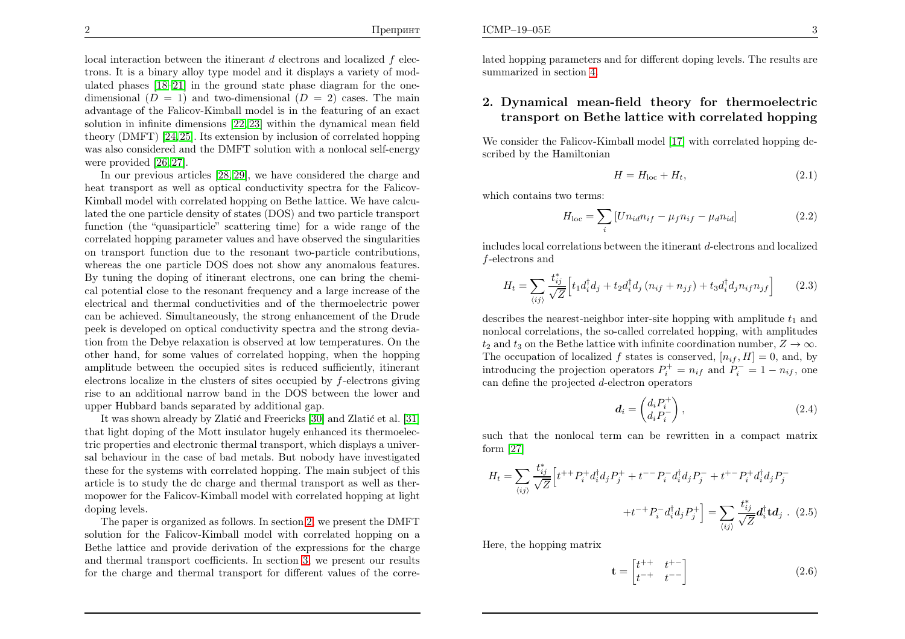local interaction between the itinerant $d$ electrons and localized $f$ electrons. It is a binary alloy type model and it displays a variety of modulated phases [18–21] in the ground state phase diagram for the one-dimensional ($D = 1$) and two-dimensional ($D = 2$) cases. The main advantage of the Falicov-Kimball model is in the featuring of an exact solution in infinite dimensions [22,23] within the dynamical mean field theory (DMFT) [24,25]. Its extension by inclusion of correlated hopping was also considered and the DMFT solution with a nonlocal self-energy were provided [26,27].

In our previous articles [28,29], we have considered the charge and heat transport as well as optical conductivity spectra for the Falicov-Kimball model with correlated hopping on Bethe lattice. We have calculated the one particle density of states (DOS) and two particle transport function (the "quasiparticle" scattering time) for a wide range of the correlated hopping parameter values and have observed the singularities on transport function due to the resonant two-particle contributions, whereas the one particle DOS does not show any anomalous features. By tuning the doping of itinerant electrons, one can bring the chemical potential close to the resonant frequency and a large increase of the electrical and thermal conductivities and of the thermoelectric power can be achieved. Simultaneously, the strong enhancement of the Drude peek is developed on optical conductivity spectra and the strong deviation from the Debye relaxation is observed at low temperatures. On the other hand, for some values of correlated hopping, when the hopping amplitude between the occupied sites is reduced sufficiently, itinerant electrons localize in the clusters of sites occupied by $f$-electrons giving rise to an additional narrow band in the DOS between the lower and upper Hubbard bands separated by additional gap.

It was shown already by Zlatić and Freericks [30] and Zlatić et al. [31] that light doping of the Mott insulator hugely enhanced its thermoelectric properties and electronic thermal transport, which displays a universal behaviour in the case of bad metals. But nobody have investigated these for the systems with correlated hopping. The main subject of this article is to study the dc charge and thermal transport as well as thermopower for the Falicov-Kimball model with correlated hopping at light doping levels.

The paper is organized as follows. In section 2, we present the DMFT solution for the Falicov-Kimball model with correlated hopping on a Bethe lattice and provide derivation of the expressions for the charge and thermal transport coefficients. In section 3, we present our results for the charge and thermal transport for different values of the correlated hopping parameters and for different doping levels. The results are summarized in section 4.

## 2. Dynamical mean-field theory for thermoelectric transport on Bethe lattice with correlated hopping

We consider the Falicov-Kimball model [17] with correlated hopping described by the Hamiltonian

$$H = H_{\text{loc}} + H_t, \tag{2.1}$$

which contains two terms:

$$H_{\text{loc}} = \sum_i \left[ U n_{id} n_{if} - \mu_f n_{if} - \mu_d n_{id} \right] \tag{2.2}$$

includes local correlations between the itinerant $d$-electrons and localized $f$-electrons and

$$H_t = \sum_{\langle ij \rangle} \frac{t^*_{ij}}{\sqrt{Z}} \Big[ t_1 d_i^\dagger d_j + t_2 d_i^\dagger d_j \left( n_{if} + n_{jf} \right) + t_3 d_i^\dagger d_j n_{if} n_{jf} \Big] \tag{2.3}$$

describes the nearest-neighbor inter-site hopping with amplitude $t_1$ and nonlocal correlations, the so-called correlated hopping, with amplitudes $t_2$ and $t_3$ on the Bethe lattice with infinite coordination number, $Z \to \infty$. The occupation of localized $f$ states is conserved, $[n_{if}, H] = 0$, and, by introducing the projection operators $P_i^+ = n_{if}$ and $P_i^- = 1 - n_{if}$, one can define the projected $d$-electron operators

$$\boldsymbol{d}_i = \begin{pmatrix} d_i P_i^+ \\ d_i P_i^- \end{pmatrix}, \tag{2.4}$$

such that the nonlocal term can be rewritten in a compact matrix form [27]

$$H_t = \sum_{\langle ij \rangle} \frac{t^*_{ij}}{\sqrt{Z}} \Big[ t^{++} P_i^+ d_i^\dagger d_j P_j^+ + t^{--} P_i^- d_i^\dagger d_j P_j^- + t^{+-} P_i^+ d_i^\dagger d_j P_j^- + t^{-+} P_i^- d_i^\dagger d_j P_j^+ \Big] = \sum_{\langle ij \rangle} \frac{t^*_{ij}}{\sqrt{Z}} \boldsymbol{d}_i^\dagger \mathbf{t} \boldsymbol{d}_j \; . \tag{2.5}$$

Here, the hopping matrix

$$\mathbf{t} = \begin{bmatrix} t^{++} & t^{+-} \\ t^{-+} & t^{--} \end{bmatrix} \tag{2.6}$$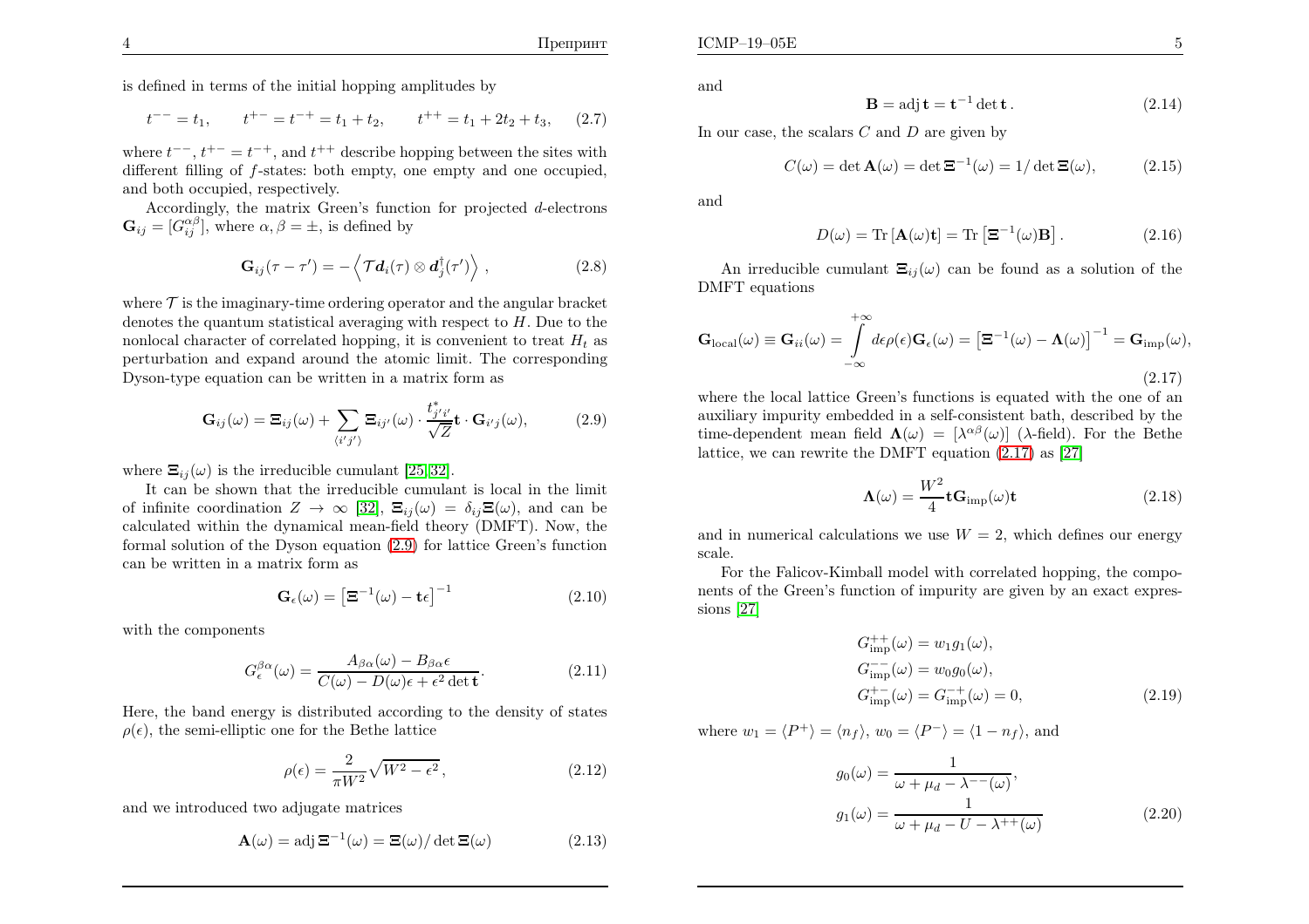is defined in terms of the initial hopping amplitudes by

$$t^{--} = t_1, \qquad t^{+-} = t^{-+} = t_1 + t_2, \qquad t^{++} = t_1 + 2t_2 + t_3, \tag{2.7}$$

where $t^{--}$, $t^{+-} = t^{-+}$, and $t^{++}$ describe hopping between the sites with different filling of $f$-states: both empty, one empty and one occupied, and both occupied, respectively.

Accordingly, the matrix Green's function for projected $d$-electrons $\mathbf{G}_{ij} = [G_{ij}^{\alpha\beta}]$, where $\alpha, \beta = \pm$, is defined by

$$\mathbf{G}_{ij}(\tau - \tau') = -\left\langle \mathcal{T} \boldsymbol{d}_i(\tau) \otimes \boldsymbol{d}_j^{\dagger}(\tau') \right\rangle, \tag{2.8}$$

where $\mathcal{T}$ is the imaginary-time ordering operator and the angular bracket denotes the quantum statistical averaging with respect to $H$. Due to the nonlocal character of correlated hopping, it is convenient to treat $H_t$ as perturbation and expand around the atomic limit. The corresponding Dyson-type equation can be written in a matrix form as

$$\mathbf{G}_{ij}(\omega) = \boldsymbol{\Xi}_{ij}(\omega) + \sum_{\langle i'j' \rangle} \boldsymbol{\Xi}_{ij'}(\omega) \cdot \frac{t^*_{j'i'}}{\sqrt{Z}} \mathbf{t} \cdot \mathbf{G}_{i'j}(\omega), \tag{2.9}$$

where $\boldsymbol{\Xi}_{ij}(\omega)$ is the irreducible cumulant [25,32].

It can be shown that the irreducible cumulant is local in the limit of infinite coordination $Z \to \infty$ [32], $\boldsymbol{\Xi}_{ij}(\omega) = \delta_{ij}\boldsymbol{\Xi}(\omega)$, and can be calculated within the dynamical mean-field theory (DMFT). Now, the formal solution of the Dyson equation (2.9) for lattice Green's function can be written in a matrix form as

$$\mathbf{G}_{\epsilon}(\omega) = \left[\boldsymbol{\Xi}^{-1}(\omega) - \mathbf{t}\epsilon\right]^{-1} \tag{2.10}$$

with the components

$$G_{\epsilon}^{\beta\alpha}(\omega) = \frac{A_{\beta\alpha}(\omega) - B_{\beta\alpha}\epsilon}{C(\omega) - D(\omega)\epsilon + \epsilon^2 \det \mathbf{t}}. \tag{2.11}$$

Here, the band energy is distributed according to the density of states $\rho(\epsilon)$, the semi-elliptic one for the Bethe lattice

$$\rho(\epsilon) = \frac{2}{\pi W^2}\sqrt{W^2 - \epsilon^2}, \tag{2.12}$$

and we introduced two adjugate matrices

$$\mathbf{A}(\omega) = \operatorname{adj} \boldsymbol{\Xi}^{-1}(\omega) = \boldsymbol{\Xi}(\omega)/\det \boldsymbol{\Xi}(\omega) \tag{2.13}$$

and

$$\mathbf{B} = \operatorname{adj} \mathbf{t} = \mathbf{t}^{-1} \det \mathbf{t}. \tag{2.14}$$

In our case, the scalars $C$ and $D$ are given by

$$C(\omega) = \det \mathbf{A}(\omega) = \det \boldsymbol{\Xi}^{-1}(\omega) = 1/\det \boldsymbol{\Xi}(\omega), \tag{2.15}$$

and

$$D(\omega) = \operatorname{Tr}\left[\mathbf{A}(\omega)\mathbf{t}\right] = \operatorname{Tr}\left[\boldsymbol{\Xi}^{-1}(\omega)\mathbf{B}\right]. \tag{2.16}$$

An irreducible cumulant $\boldsymbol{\Xi}_{ij}(\omega)$ can be found as a solution of the DMFT equations

$$\mathbf{G}_{\text{local}}(\omega) \equiv \mathbf{G}_{ii}(\omega) = \int_{-\infty}^{+\infty} d\epsilon \rho(\epsilon) \mathbf{G}_{\epsilon}(\omega) = \left[\boldsymbol{\Xi}^{-1}(\omega) - \boldsymbol{\Lambda}(\omega)\right]^{-1} = \mathbf{G}_{\text{imp}}(\omega), \tag{2.17}$$

where the local lattice Green's functions is equated with the one of an auxiliary impurity embedded in a self-consistent bath, described by the time-dependent mean field $\boldsymbol{\Lambda}(\omega) = [\lambda^{\alpha\beta}(\omega)]$ ($\lambda$-field). For the Bethe lattice, we can rewrite the DMFT equation (2.17) as [27]

$$\boldsymbol{\Lambda}(\omega) = \frac{W^2}{4}\mathbf{t}\mathbf{G}_{\text{imp}}(\omega)\mathbf{t} \tag{2.18}$$

and in numerical calculations we use $W = 2$, which defines our energy scale.

For the Falicov-Kimball model with correlated hopping, the components of the Green's function of impurity are given by an exact expressions [27]

$$\begin{aligned}
G_{\text{imp}}^{++}(\omega) &= w_1 g_1(\omega), \\
G_{\text{imp}}^{--}(\omega) &= w_0 g_0(\omega), \\
G_{\text{imp}}^{+-}(\omega) &= G_{\text{imp}}^{-+}(\omega) = 0,
\end{aligned} \tag{2.19}$$

where $w_1 = \langle P^+ \rangle = \langle n_f \rangle$, $w_0 = \langle P^- \rangle = \langle 1 - n_f \rangle$, and

$$\begin{aligned}
g_0(\omega) &= \frac{1}{\omega + \mu_d - \lambda^{--}(\omega)}, \\
g_1(\omega) &= \frac{1}{\omega + \mu_d - U - \lambda^{++}(\omega)}
\end{aligned} \tag{2.20}$$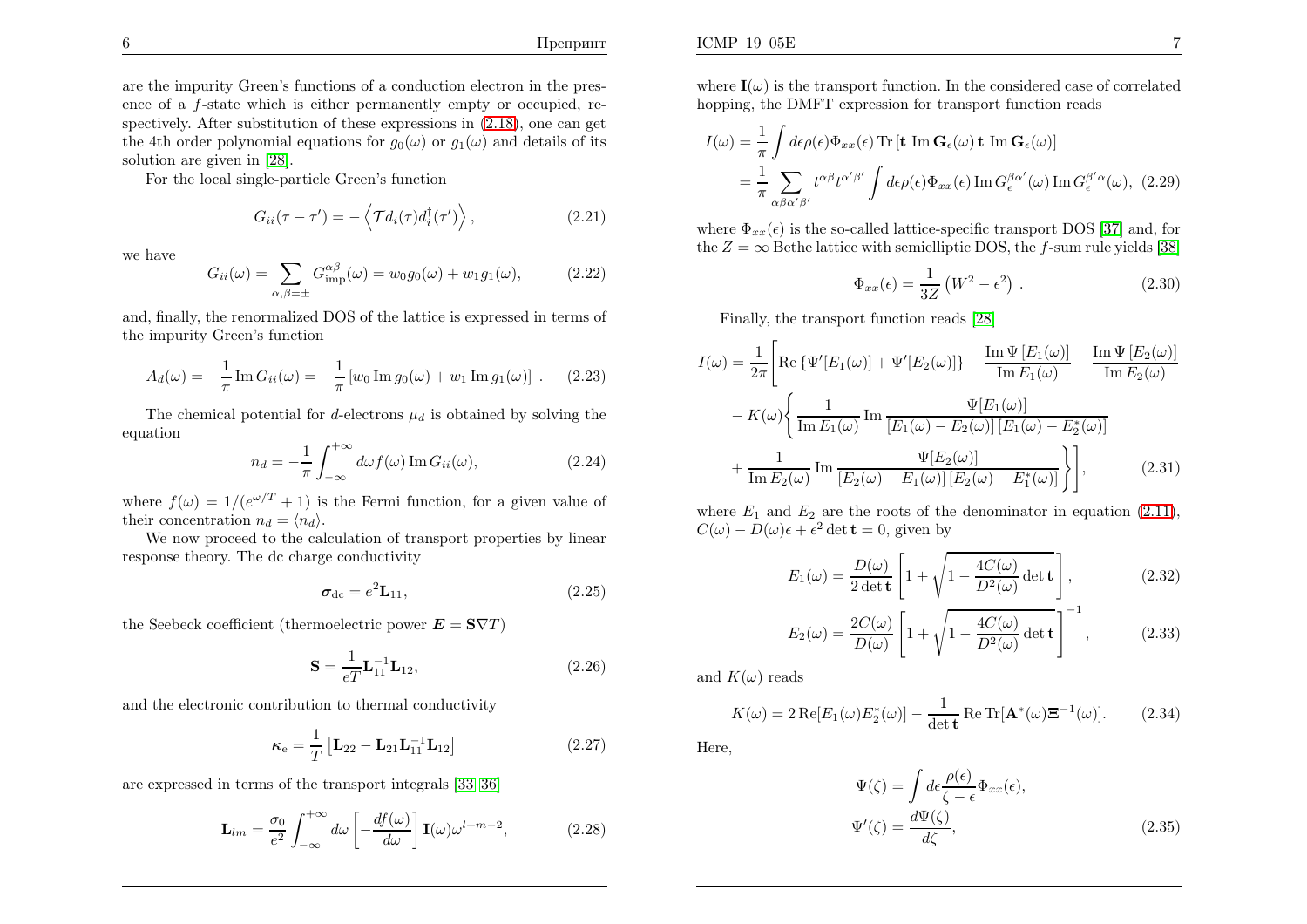are the impurity Green's functions of a conduction electron in the presence of a $f$-state which is either permanently empty or occupied, respectively. After substitution of these expressions in (2.18), one can get the 4th order polynomial equations for $g_0(\omega)$ or $g_1(\omega)$ and details of its solution are given in [28].

For the local single-particle Green's function

$$G_{ii}(\tau-\tau') = -\left\langle \mathcal{T} d_i(\tau) d_i^\dagger(\tau') \right\rangle, \tag{2.21}$$

we have

$$G_{ii}(\omega) = \sum_{\alpha,\beta=\pm} G_{\text{imp}}^{\alpha\beta}(\omega) = w_0 g_0(\omega) + w_1 g_1(\omega), \tag{2.22}$$

and, finally, the renormalized DOS of the lattice is expressed in terms of the impurity Green's function

$$A_d(\omega) = -\frac{1}{\pi}\operatorname{Im} G_{ii}(\omega) = -\frac{1}{\pi}\left[w_0 \operatorname{Im} g_0(\omega) + w_1 \operatorname{Im} g_1(\omega)\right]. \tag{2.23}$$

The chemical potential for $d$-electrons $\mu_d$ is obtained by solving the equation

$$n_d = -\frac{1}{\pi}\int_{-\infty}^{+\infty} d\omega f(\omega) \operatorname{Im} G_{ii}(\omega), \tag{2.24}$$

where $f(\omega) = 1/(e^{\omega/T}+1)$ is the Fermi function, for a given value of their concentration $n_d = \langle n_d \rangle$.

We now proceed to the calculation of transport properties by linear response theory. The dc charge conductivity

$$\boldsymbol{\sigma}_{\text{dc}} = e^2 \mathbf{L}_{11}, \tag{2.25}$$

the Seebeck coefficient (thermoelectric power $\boldsymbol{E} = \mathbf{S}\nabla T$)

$$\mathbf{S} = \frac{1}{eT}\mathbf{L}_{11}^{-1}\mathbf{L}_{12}, \tag{2.26}$$

and the electronic contribution to thermal conductivity

$$\boldsymbol{\kappa}_{\text{e}} = \frac{1}{T}\left[\mathbf{L}_{22} - \mathbf{L}_{21}\mathbf{L}_{11}^{-1}\mathbf{L}_{12}\right] \tag{2.27}$$

are expressed in terms of the transport integrals [33–36]

$$\mathbf{L}_{lm} = \frac{\sigma_0}{e^2}\int_{-\infty}^{+\infty} d\omega \left[-\frac{df(\omega)}{d\omega}\right] \mathbf{I}(\omega)\omega^{l+m-2}, \tag{2.28}$$

where $\mathbf{I}(\omega)$ is the transport function. In the considered case of correlated hopping, the DMFT expression for transport function reads

$$\begin{aligned} I(\omega) &= \frac{1}{\pi}\int d\epsilon \rho(\epsilon)\Phi_{xx}(\epsilon)\operatorname{Tr}\left[\mathbf{t}\,\operatorname{Im}\mathbf{G}_\epsilon(\omega)\,\mathbf{t}\,\operatorname{Im}\mathbf{G}_\epsilon(\omega)\right] \\ &= \frac{1}{\pi}\sum_{\alpha\beta\alpha'\beta'} t^{\alpha\beta}t^{\alpha'\beta'}\int d\epsilon \rho(\epsilon)\Phi_{xx}(\epsilon)\operatorname{Im} G_\epsilon^{\beta\alpha'}(\omega)\operatorname{Im} G_\epsilon^{\beta'\alpha}(\omega), \end{aligned} \tag{2.29}$$

where $\Phi_{xx}(\epsilon)$ is the so-called lattice-specific transport DOS [37] and, for the $Z=\infty$ Bethe lattice with semielliptic DOS, the $f$-sum rule yields [38]

$$\Phi_{xx}(\epsilon) = \frac{1}{3Z}\left(W^2 - \epsilon^2\right). \tag{2.30}$$

Finally, the transport function reads [28]

$$\begin{aligned} I(\omega) = \frac{1}{2\pi}\Bigg[ &\operatorname{Re}\left\{\Psi'[E_1(\omega)] + \Psi'[E_2(\omega)]\right\} - \frac{\operatorname{Im}\Psi\left[E_1(\omega)\right]}{\operatorname{Im} E_1(\omega)} - \frac{\operatorname{Im}\Psi\left[E_2(\omega)\right]}{\operatorname{Im} E_2(\omega)} \\ &- K(\omega)\Bigg\{ \frac{1}{\operatorname{Im} E_1(\omega)}\operatorname{Im}\frac{\Psi[E_1(\omega)]}{\left[E_1(\omega)-E_2(\omega)\right]\left[E_1(\omega)-E_2^*(\omega)\right]} \\ &+ \frac{1}{\operatorname{Im} E_2(\omega)}\operatorname{Im}\frac{\Psi[E_2(\omega)]}{\left[E_2(\omega)-E_1(\omega)\right]\left[E_2(\omega)-E_1^*(\omega)\right]} \Bigg\}\Bigg], \end{aligned} \tag{2.31}$$

where $E_1$ and $E_2$ are the roots of the denominator in equation (2.11), $C(\omega) - D(\omega)\epsilon + \epsilon^2 \det\mathbf{t} = 0$, given by

$$E_1(\omega) = \frac{D(\omega)}{2\det\mathbf{t}}\left[1 + \sqrt{1 - \frac{4C(\omega)}{D^2(\omega)}\det\mathbf{t}}\right], \tag{2.32}$$

$$E_2(\omega) = \frac{2C(\omega)}{D(\omega)}\left[1 + \sqrt{1 - \frac{4C(\omega)}{D^2(\omega)}\det\mathbf{t}}\right]^{-1}, \tag{2.33}$$

and $K(\omega)$ reads

$$K(\omega) = 2\operatorname{Re}[E_1(\omega)E_2^*(\omega)] - \frac{1}{\det\mathbf{t}}\operatorname{Re}\operatorname{Tr}[\mathbf{A}^*(\omega)\boldsymbol{\Xi}^{-1}(\omega)]. \tag{2.34}$$

Here,

$$\begin{aligned} \Psi(\zeta) &= \int d\epsilon \frac{\rho(\epsilon)}{\zeta - \epsilon}\Phi_{xx}(\epsilon), \\ \Psi'(\zeta) &= \frac{d\Psi(\zeta)}{d\zeta}, \end{aligned} \tag{2.35}$$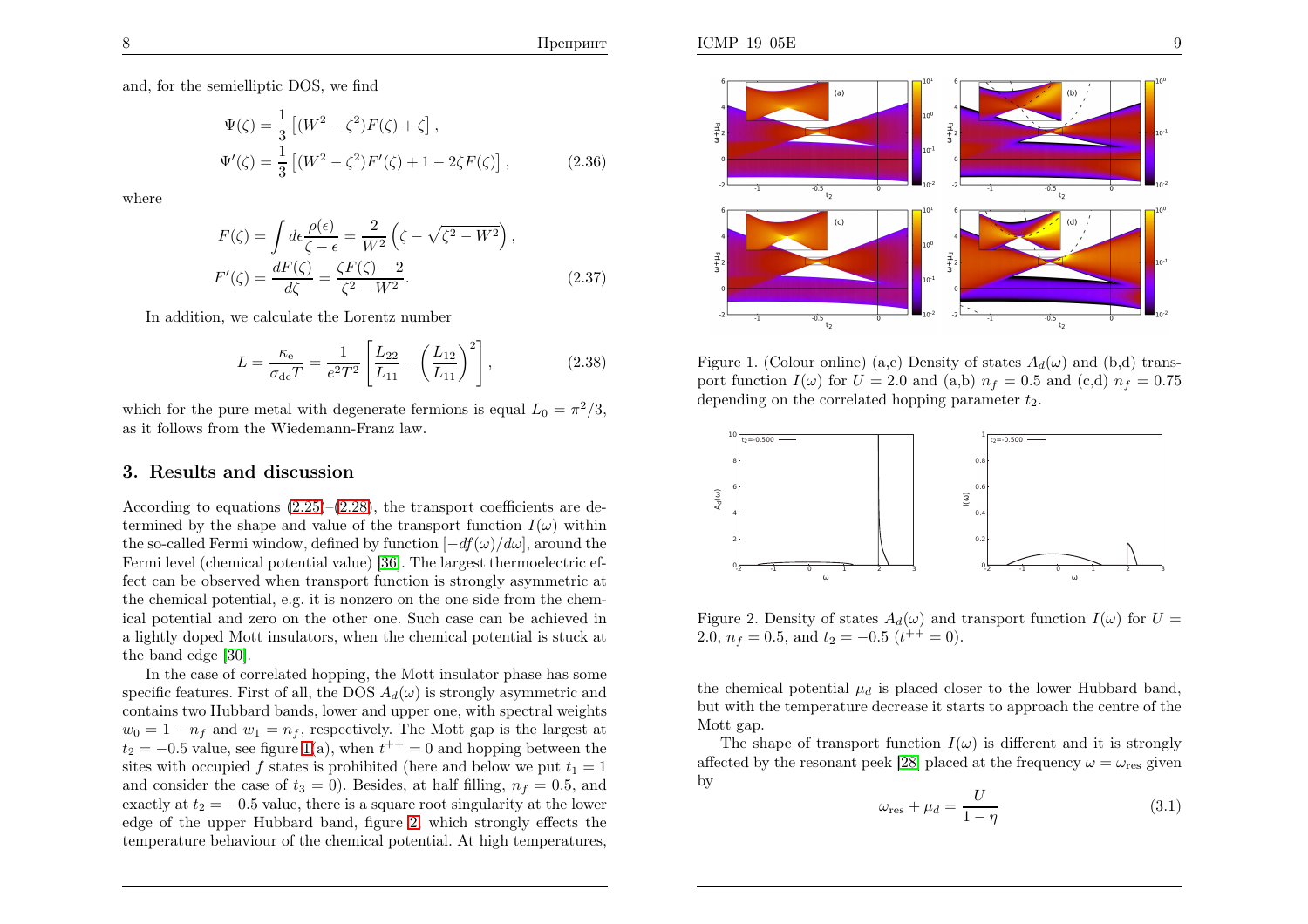and, for the semielliptic DOS, we find

$$\Psi(\zeta) = \frac{1}{3}\left[(W^2-\zeta^2)F(\zeta)+\zeta\right],$$
$$\Psi'(\zeta) = \frac{1}{3}\left[(W^2-\zeta^2)F'(\zeta)+1-2\zeta F(\zeta)\right], \tag{2.36}$$

where

$$F(\zeta) = \int d\epsilon \frac{\rho(\epsilon)}{\zeta-\epsilon} = \frac{2}{W^2}\left(\zeta - \sqrt{\zeta^2-W^2}\right),$$
$$F'(\zeta) = \frac{dF(\zeta)}{d\zeta} = \frac{\zeta F(\zeta)-2}{\zeta^2-W^2}. \tag{2.37}$$

In addition, we calculate the Lorentz number

$$L = \frac{\kappa_{\rm e}}{\sigma_{\rm dc}T} = \frac{1}{e^2T^2}\left[\frac{L_{22}}{L_{11}} - \left(\frac{L_{12}}{L_{11}}\right)^2\right], \tag{2.38}$$

which for the pure metal with degenerate fermions is equal $L_0 = \pi^2/3$, as it follows from the Wiedemann-Franz law.

## 3. Results and discussion

According to equations (2.25)–(2.28), the transport coefficients are determined by the shape and value of the transport function $I(\omega)$ within the so-called Fermi window, defined by function $[-df(\omega)/d\omega]$, around the Fermi level (chemical potential value) [36]. The largest thermoelectric effect can be observed when transport function is strongly asymmetric at the chemical potential, e.g. it is nonzero on the one side from the chemical potential and zero on the other one. Such case can be achieved in a lightly doped Mott insulators, when the chemical potential is stuck at the band edge [30].

In the case of correlated hopping, the Mott insulator phase has some specific features. First of all, the DOS $A_d(\omega)$ is strongly asymmetric and contains two Hubbard bands, lower and upper one, with spectral weights $w_0 = 1-n_f$ and $w_1 = n_f$, respectively. The Mott gap is the largest at $t_2 = -0.5$ value, see figure 1(a), when $t^{++} = 0$ and hopping between the sites with occupied $f$ states is prohibited (here and below we put $t_1 = 1$ and consider the case of $t_3 = 0$). Besides, at half filling, $n_f = 0.5$, and exactly at $t_2 = -0.5$ value, there is a square root singularity at the lower edge of the upper Hubbard band, figure 2, which strongly effects the temperature behaviour of the chemical potential. At high temperatures, the chemical potential $\mu_d$ is placed closer to the lower Hubbard band, but with the temperature decrease it starts to approach the centre of the Mott gap.

Figure 1. (Colour online) (a,c) Density of states $A_d(\omega)$ and (b,d) transport function $I(\omega)$ for $U = 2.0$ and (a,b) $n_f = 0.5$ and (c,d) $n_f = 0.75$ depending on the correlated hopping parameter $t_2$.

Figure 2. Density of states $A_d(\omega)$ and transport function $I(\omega)$ for $U = 2.0$, $n_f = 0.5$, and $t_2 = -0.5$ ($t^{++} = 0$).

The shape of transport function $I(\omega)$ is different and it is strongly affected by the resonant peek [28] placed at the frequency $\omega = \omega_{\rm res}$ given by

$$\omega_{\rm res} + \mu_d = \frac{U}{1-\eta} \tag{3.1}$$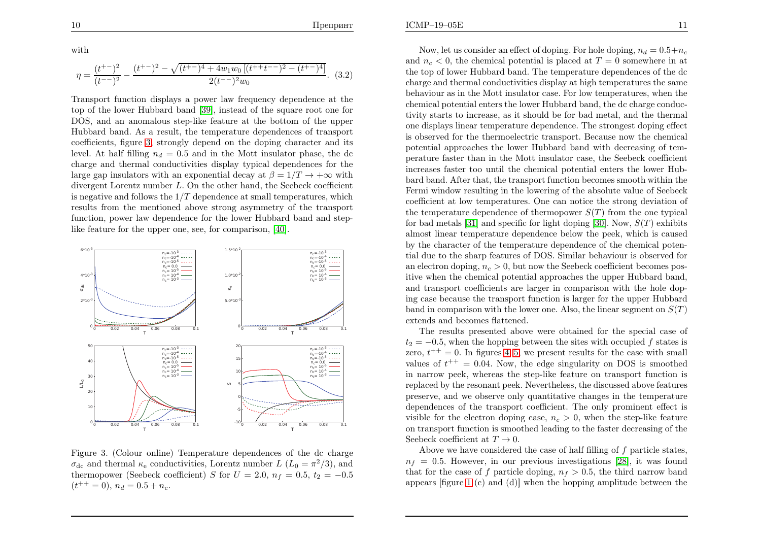with

$$\eta = \frac{(t^{+-})^2}{(t^{--})^2} - \frac{(t^{+-})^2 - \sqrt{(t^{+-})^4 + 4w_1 w_0 \left[(t^{++}t^{--})^2 - (t^{+-})^4\right]}}{2(t^{--})^2 w_0}. \quad (3.2)$$

Transport function displays a power law frequency dependence at the top of the lower Hubbard band [39], instead of the square root one for DOS, and an anomalous step-like feature at the bottom of the upper Hubbard band. As a result, the temperature dependences of transport coefficients, figure 3, strongly depend on the doping character and its level. At half filling $n_d = 0.5$ and in the Mott insulator phase, the dc charge and thermal conductivities display typical dependences for the large gap insulators with an exponential decay at $\beta = 1/T \to +\infty$ with divergent Lorentz number $L$. On the other hand, the Seebeck coefficient is negative and follows the $1/T$ dependence at small temperatures, which results from the mentioned above strong asymmetry of the transport function, power law dependence for the lower Hubbard band and step-like feature for the upper one, see, for comparison, [40].

Figure 3. (Colour online) Temperature dependences of the dc charge $\sigma_{\rm dc}$ and thermal $\kappa_{\rm e}$ conductivities, Lorentz number $L$ ($L_0 = \pi^2/3$), and thermopower (Seebeck coefficient) $S$ for $U = 2.0$, $n_f = 0.5$, $t_2 = -0.5$ ($t^{++} = 0$), $n_d = 0.5 + n_c$.

Now, let us consider an effect of doping. For hole doping, $n_d = 0.5 + n_c$ and $n_c < 0$, the chemical potential is placed at $T = 0$ somewhere in at the top of lower Hubbard band. The temperature dependences of the dc charge and thermal conductivities display at high temperatures the same behaviour as in the Mott insulator case. For low temperatures, when the chemical potential enters the lower Hubbard band, the dc charge conductivity starts to increase, as it should be for bad metal, and the thermal one displays linear temperature dependence. The strongest doping effect is observed for the thermoelectric transport. Because now the chemical potential approaches the lower Hubbard band with decreasing of temperature faster than in the Mott insulator case, the Seebeck coefficient increases faster too until the chemical potential enters the lower Hubbard band. After that, the transport function becomes smooth within the Fermi window resulting in the lowering of the absolute value of Seebeck coefficient at low temperatures. One can notice the strong deviation of the temperature dependence of thermopower $S(T)$ from the one typical for bad metals [31] and specific for light doping [30]. Now, $S(T)$ exhibits almost linear temperature dependence below the peek, which is caused by the character of the temperature dependence of the chemical potential due to the sharp features of DOS. Similar behaviour is observed for an electron doping, $n_c > 0$, but now the Seebeck coefficient becomes positive when the chemical potential approaches the upper Hubbard band, and transport coefficients are larger in comparison with the hole doping case because the transport function is larger for the upper Hubbard band in comparison with the lower one. Also, the linear segment on $S(T)$ extends and becomes flattened.

The results presented above were obtained for the special case of $t_2 = -0.5$, when the hopping between the sites with occupied $f$ states is zero, $t^{++} = 0$. In figures 4–5, we present results for the case with small values of $t^{++} = 0.04$. Now, the edge singularity on DOS is smoothed in narrow peek, whereas the step-like feature on transport function is replaced by the resonant peek. Nevertheless, the discussed above features preserve, and we observe only quantitative changes in the temperature dependences of the transport coefficient. The only prominent effect is visible for the electron doping case, $n_c > 0$, when the step-like feature on transport function is smoothed leading to the faster decreasing of the Seebeck coefficient at $T \to 0$.

Above we have considered the case of half filling of $f$ particle states, $n_f = 0.5$. However, in our previous investigations [28], it was found that for the case of $f$ particle doping, $n_f > 0.5$, the third narrow band appears [figure 1 (c) and (d)] when the hopping amplitude between the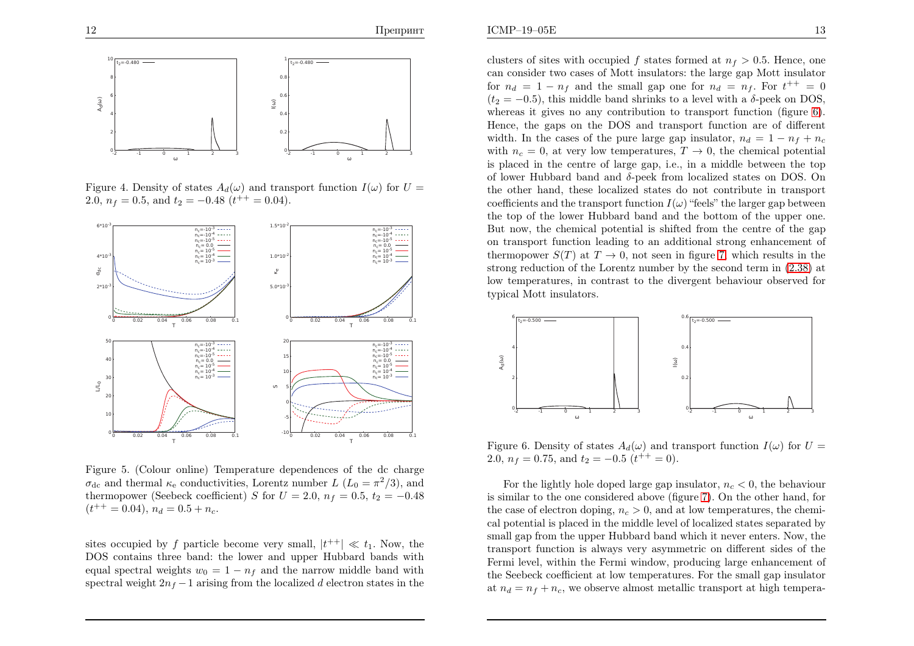Figure 4. Density of states $A_d(\omega)$ and transport function $I(\omega)$ for $U = 2.0$, $n_f = 0.5$, and $t_2 = -0.48$ ($t^{++} = 0.04$).

Figure 5. (Colour online) Temperature dependences of the dc charge $\sigma_{\rm dc}$ and thermal $\kappa_{\rm e}$ conductivities, Lorentz number $L$ ($L_0 = \pi^2/3$), and thermopower (Seebeck coefficient) $S$ for $U = 2.0$, $n_f = 0.5$, $t_2 = -0.48$ ($t^{++} = 0.04$), $n_d = 0.5 + n_c$.

sites occupied by $f$ particle become very small, $|t^{++}| \ll t_1$. Now, the DOS contains three band: the lower and upper Hubbard bands with equal spectral weights $w_0 = 1 - n_f$ and the narrow middle band with spectral weight $2n_f - 1$ arising from the localized $d$ electron states in the clusters of sites with occupied $f$ states formed at $n_f > 0.5$. Hence, one can consider two cases of Mott insulators: the large gap Mott insulator for $n_d = 1 - n_f$ and the small gap one for $n_d = n_f$. For $t^{++} = 0$ ($t_2 = -0.5$), this middle band shrinks to a level with a $\delta$-peek on DOS, whereas it gives no any contribution to transport function (figure 6). Hence, the gaps on the DOS and transport function are of different width. In the cases of the pure large gap insulator, $n_d = 1 - n_f + n_c$ with $n_c = 0$, at very low temperatures, $T \to 0$, the chemical potential is placed in the centre of large gap, i.e., in a middle between the top of lower Hubbard band and $\delta$-peek from localized states on DOS. On the other hand, these localized states do not contribute in transport coefficients and the transport function $I(\omega)$ "feels" the larger gap between the top of the lower Hubbard band and the bottom of the upper one. But now, the chemical potential is shifted from the centre of the gap on transport function leading to an additional strong enhancement of thermopower $S(T)$ at $T \to 0$, not seen in figure 7, which results in the strong reduction of the Lorentz number by the second term in (2.38) at low temperatures, in contrast to the divergent behaviour observed for typical Mott insulators.

Figure 6. Density of states $A_d(\omega)$ and transport function $I(\omega)$ for $U = 2.0$, $n_f = 0.75$, and $t_2 = -0.5$ ($t^{++} = 0$).

For the lightly hole doped large gap insulator, $n_c < 0$, the behaviour is similar to the one considered above (figure 7). On the other hand, for the case of electron doping, $n_c > 0$, and at low temperatures, the chemical potential is placed in the middle level of localized states separated by small gap from the upper Hubbard band which it never enters. Now, the transport function is always very asymmetric on different sides of the Fermi level, within the Fermi window, producing large enhancement of the Seebeck coefficient at low temperatures. For the small gap insulator at $n_d = n_f + n_c$, we observe almost metallic transport at high tempera-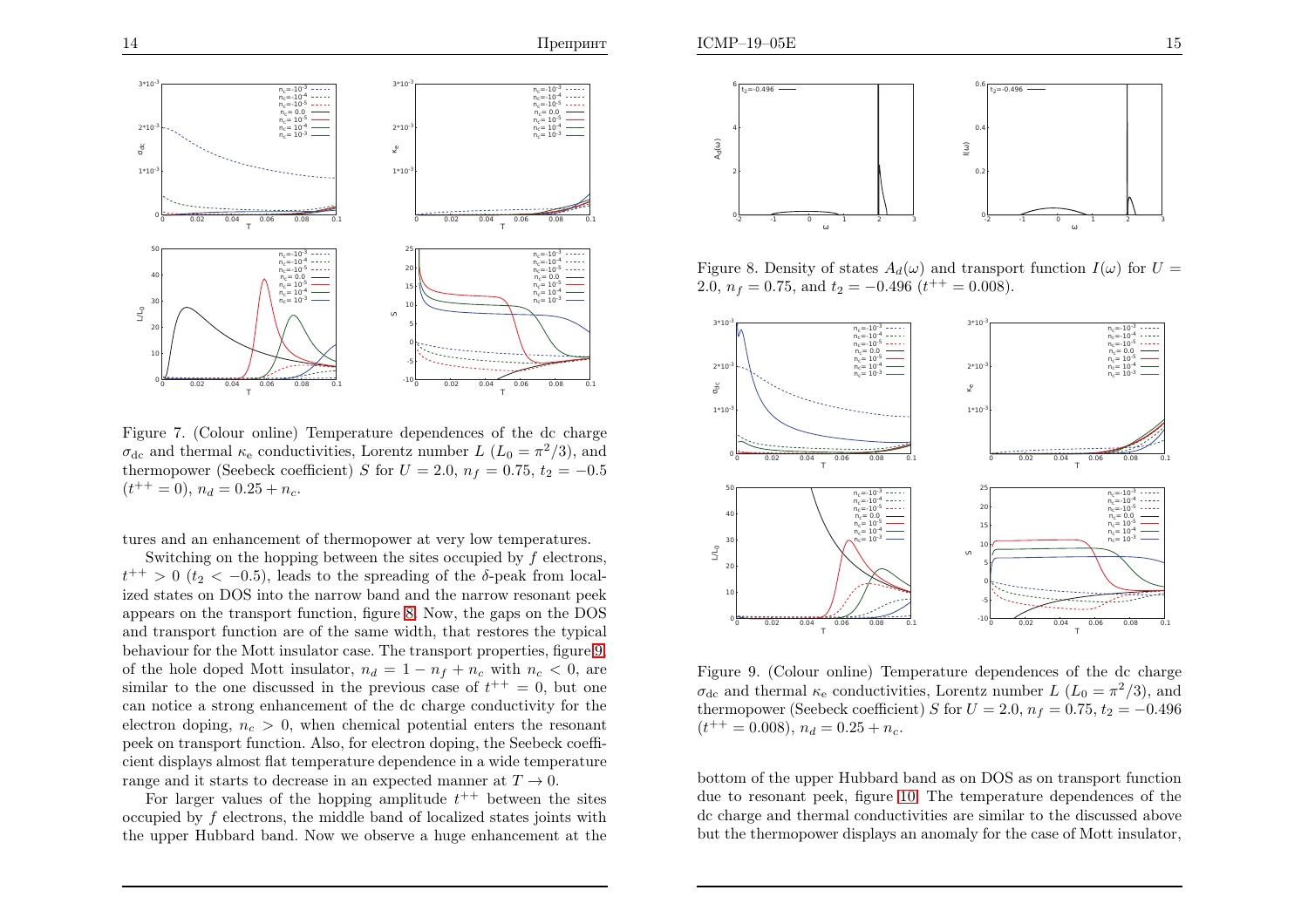Figure 7. (Colour online) Temperature dependences of the dc charge $\sigma_{\rm dc}$ and thermal $\kappa_{\rm e}$ conductivities, Lorentz number $L$ ($L_0 = \pi^2/3$), and thermopower (Seebeck coefficient) $S$ for $U = 2.0$, $n_f = 0.75$, $t_2 = -0.5$ ($t^{++} = 0$), $n_d = 0.25 + n_c$.

tures and an enhancement of thermopower at very low temperatures.

Switching on the hopping between the sites occupied by $f$ electrons, $t^{++} > 0$ ($t_2 < -0.5$), leads to the spreading of the $\delta$-peak from localized states on DOS into the narrow band and the narrow resonant peek appears on the transport function, figure 8. Now, the gaps on the DOS and transport function are of the same width, that restores the typical behaviour for the Mott insulator case. The transport properties, figure 9, of the hole doped Mott insulator, $n_d = 1 - n_f + n_c$ with $n_c < 0$, are similar to the one discussed in the previous case of $t^{++} = 0$, but one can notice a strong enhancement of the dc charge conductivity for the electron doping, $n_c > 0$, when chemical potential enters the resonant peek on transport function. Also, for electron doping, the Seebeck coefficient displays almost flat temperature dependence in a wide temperature range and it starts to decrease in an expected manner at $T \to 0$.

For larger values of the hopping amplitude $t^{++}$ between the sites occupied by $f$ electrons, the middle band of localized states joints with the upper Hubbard band. Now we observe a huge enhancement at the bottom of the upper Hubbard band as on DOS as on transport function due to resonant peek, figure 10. The temperature dependences of the dc charge and thermal conductivities are similar to the discussed above but the thermopower displays an anomaly for the case of Mott insulator,

Figure 8. Density of states $A_d(\omega)$ and transport function $I(\omega)$ for $U = 2.0$, $n_f = 0.75$, and $t_2 = -0.496$ ($t^{++} = 0.008$).

Figure 9. (Colour online) Temperature dependences of the dc charge $\sigma_{\rm dc}$ and thermal $\kappa_{\rm e}$ conductivities, Lorentz number $L$ ($L_0 = \pi^2/3$), and thermopower (Seebeck coefficient) $S$ for $U = 2.0$, $n_f = 0.75$, $t_2 = -0.496$ ($t^{++} = 0.008$), $n_d = 0.25 + n_c$.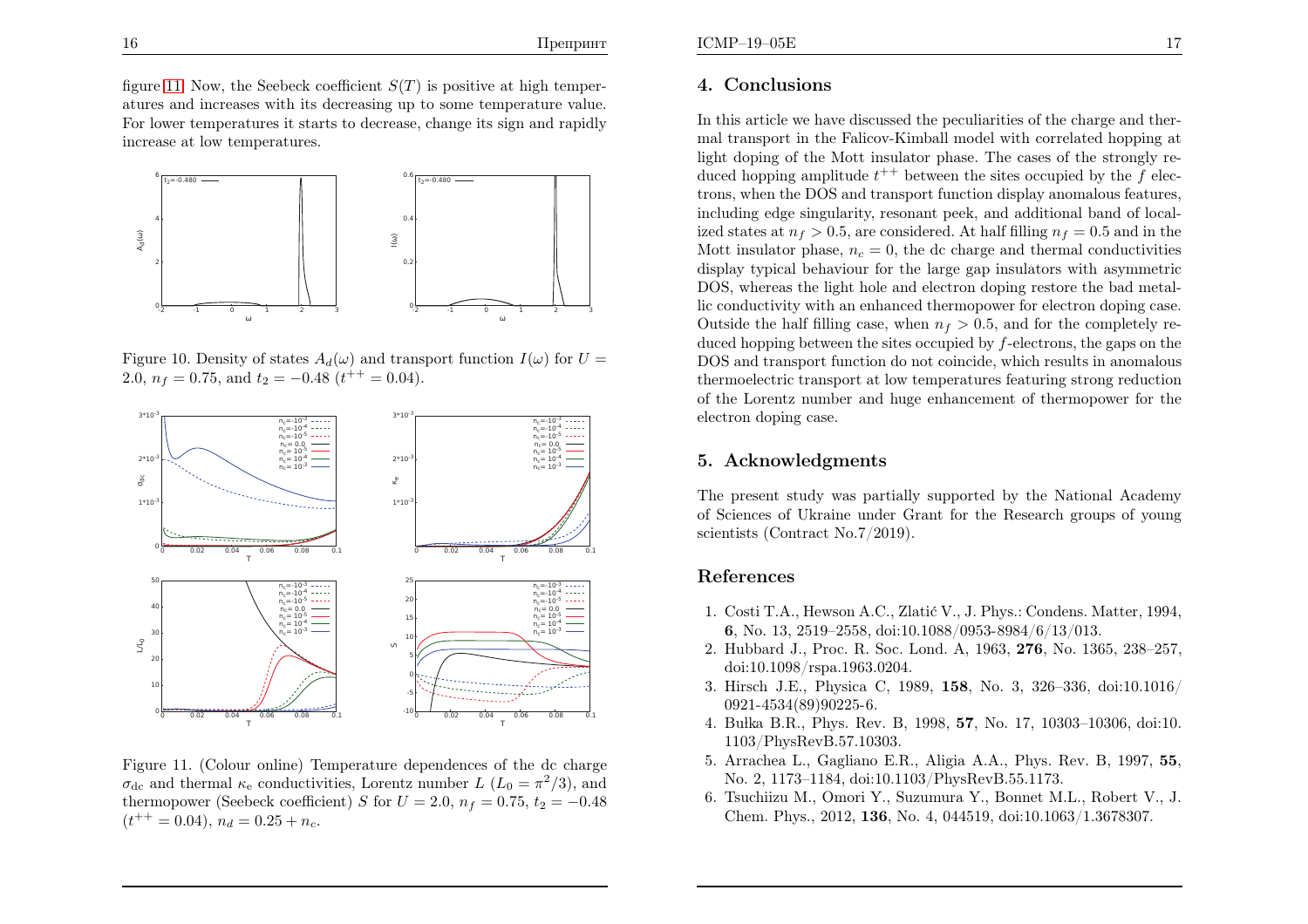figure 11. Now, the Seebeck coefficient $S(T)$ is positive at high temperatures and increases with its decreasing up to some temperature value. For lower temperatures it starts to decrease, change its sign and rapidly increase at low temperatures.

Figure 10. Density of states $A_d(\omega)$ and transport function $I(\omega)$ for $U = 2.0$, $n_f = 0.75$, and $t_2 = -0.48$ ($t^{++} = 0.04$).

Figure 11. (Colour online) Temperature dependences of the dc charge $\sigma_{\mathrm{dc}}$ and thermal $\kappa_{\mathrm{e}}$ conductivities, Lorentz number $L$ ($L_0 = \pi^2/3$), and thermopower (Seebeck coefficient) $S$ for $U = 2.0$, $n_f = 0.75$, $t_2 = -0.48$ ($t^{++} = 0.04$), $n_d = 0.25 + n_c$.

## 4. Conclusions

In this article we have discussed the peculiarities of the charge and thermal transport in the Falicov-Kimball model with correlated hopping at light doping of the Mott insulator phase. The cases of the strongly reduced hopping amplitude $t^{++}$ between the sites occupied by the $f$ electrons, when the DOS and transport function display anomalous features, including edge singularity, resonant peek, and additional band of localized states at $n_f > 0.5$, are considered. At half filling $n_f = 0.5$ and in the Mott insulator phase, $n_c = 0$, the dc charge and thermal conductivities display typical behaviour for the large gap insulators with asymmetric DOS, whereas the light hole and electron doping restore the bad metallic conductivity with an enhanced thermopower for electron doping case. Outside the half filling case, when $n_f > 0.5$, and for the completely reduced hopping between the sites occupied by $f$-electrons, the gaps on the DOS and transport function do not coincide, which results in anomalous thermoelectric transport at low temperatures featuring strong reduction of the Lorentz number and huge enhancement of thermopower for the electron doping case.

## 5. Acknowledgments

The present study was partially supported by the National Academy of Sciences of Ukraine under Grant for the Research groups of young scientists (Contract No.7/2019).

## References

1. Costi T.A., Hewson A.C., Zlatić V., J. Phys.: Condens. Matter, 1994, **6**, No. 13, 2519–2558, doi:10.1088/0953-8984/6/13/013.
2. Hubbard J., Proc. R. Soc. Lond. A, 1963, **276**, No. 1365, 238–257, doi:10.1098/rspa.1963.0204.
3. Hirsch J.E., Physica C, 1989, **158**, No. 3, 326–336, doi:10.1016/0921-4534(89)90225-6.
4. Bułka B.R., Phys. Rev. B, 1998, **57**, No. 17, 10303–10306, doi:10.1103/PhysRevB.57.10303.
5. Arrachea L., Gagliano E.R., Aligia A.A., Phys. Rev. B, 1997, **55**, No. 2, 1173–1184, doi:10.1103/PhysRevB.55.1173.
6. Tsuchiizu M., Omori Y., Suzumura Y., Bonnet M.L., Robert V., J. Chem. Phys., 2012, **136**, No. 4, 044519, doi:10.1063/1.3678307.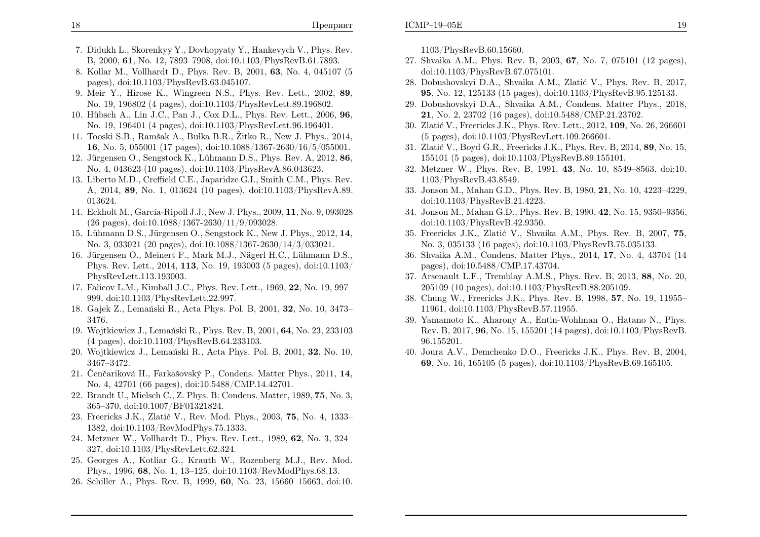7. Didukh L., Skorenkyy Y., Dovhopyaty Y., Hankevych V., Phys. Rev. B, 2000, **61**, No. 12, 7893–7908, doi:10.1103/PhysRevB.61.7893.
8. Kollar M., Vollhardt D., Phys. Rev. B, 2001, **63**, No. 4, 045107 (5 pages), doi:10.1103/PhysRevB.63.045107.
9. Meir Y., Hirose K., Wingreen N.S., Phys. Rev. Lett., 2002, **89**, No. 19, 196802 (4 pages), doi:10.1103/PhysRevLett.89.196802.
10. Hübsch A., Lin J.C., Pan J., Cox D.L., Phys. Rev. Lett., 2006, **96**, No. 19, 196401 (4 pages), doi:10.1103/PhysRevLett.96.196401.
11. Tooski S.B., Ramšak A., Bułka B.R., Žitko R., New J. Phys., 2014, **16**, No. 5, 055001 (17 pages), doi:10.1088/1367-2630/16/5/055001.
12. Jürgensen O., Sengstock K., Lühmann D.S., Phys. Rev. A, 2012, **86**, No. 4, 043623 (10 pages), doi:10.1103/PhysRevA.86.043623.
13. Liberto M.D., Creffield C.E., Japaridze G.I., Smith C.M., Phys. Rev. A, 2014, **89**, No. 1, 013624 (10 pages), doi:10.1103/PhysRevA.89.013624.
14. Eckholt M., García-Ripoll J.J., New J. Phys., 2009, **11**, No. 9, 093028 (26 pages), doi:10.1088/1367-2630/11/9/093028.
15. Lühmann D.S., Jürgensen O., Sengstock K., New J. Phys., 2012, **14**, No. 3, 033021 (20 pages), doi:10.1088/1367-2630/14/3/033021.
16. Jürgensen O., Meinert F., Mark M.J., Nägerl H.C., Lühmann D.S., Phys. Rev. Lett., 2014, **113**, No. 19, 193003 (5 pages), doi:10.1103/PhysRevLett.113.193003.
17. Falicov L.M., Kimball J.C., Phys. Rev. Lett., 1969, **22**, No. 19, 997–999, doi:10.1103/PhysRevLett.22.997.
18. Gajek Z., Lemański R., Acta Phys. Pol. B, 2001, **32**, No. 10, 3473–3476.
19. Wojtkiewicz J., Lemański R., Phys. Rev. B, 2001, **64**, No. 23, 233103 (4 pages), doi:10.1103/PhysRevB.64.233103.
20. Wojtkiewicz J., Lemański R., Acta Phys. Pol. B, 2001, **32**, No. 10, 3467–3472.
21. Čenčariková H., Farkašovský P., Condens. Matter Phys., 2011, **14**, No. 4, 42701 (66 pages), doi:10.5488/CMP.14.42701.
22. Brandt U., Mielsch C., Z. Phys. B: Condens. Matter, 1989, **75**, No. 3, 365–370, doi:10.1007/BF01321824.
23. Freericks J.K., Zlatić V., Rev. Mod. Phys., 2003, **75**, No. 4, 1333–1382, doi:10.1103/RevModPhys.75.1333.
24. Metzner W., Vollhardt D., Phys. Rev. Lett., 1989, **62**, No. 3, 324–327, doi:10.1103/PhysRevLett.62.324.
25. Georges A., Kotliar G., Krauth W., Rozenberg M.J., Rev. Mod. Phys., 1996, **68**, No. 1, 13–125, doi:10.1103/RevModPhys.68.13.
26. Schiller A., Phys. Rev. B, 1999, **60**, No. 23, 15660–15663, doi:10.1103/PhysRevB.60.15660.
27. Shvaika A.M., Phys. Rev. B, 2003, **67**, No. 7, 075101 (12 pages), doi:10.1103/PhysRevB.67.075101.
28. Dobushovskyi D.A., Shvaika A.M., Zlatić V., Phys. Rev. B, 2017, **95**, No. 12, 125133 (15 pages), doi:10.1103/PhysRevB.95.125133.
29. Dobushovskyi D.A., Shvaika A.M., Condens. Matter Phys., 2018, **21**, No. 2, 23702 (16 pages), doi:10.5488/CMP.21.23702.
30. Zlatić V., Freericks J.K., Phys. Rev. Lett., 2012, **109**, No. 26, 266601 (5 pages), doi:10.1103/PhysRevLett.109.266601.
31. Zlatić V., Boyd G.R., Freericks J.K., Phys. Rev. B, 2014, **89**, No. 15, 155101 (5 pages), doi:10.1103/PhysRevB.89.155101.
32. Metzner W., Phys. Rev. B, 1991, **43**, No. 10, 8549–8563, doi:10.1103/PhysRevB.43.8549.
33. Jonson M., Mahan G.D., Phys. Rev. B, 1980, **21**, No. 10, 4223–4229, doi:10.1103/PhysRevB.21.4223.
34. Jonson M., Mahan G.D., Phys. Rev. B, 1990, **42**, No. 15, 9350–9356, doi:10.1103/PhysRevB.42.9350.
35. Freericks J.K., Zlatić V., Shvaika A.M., Phys. Rev. B, 2007, **75**, No. 3, 035133 (16 pages), doi:10.1103/PhysRevB.75.035133.
36. Shvaika A.M., Condens. Matter Phys., 2014, **17**, No. 4, 43704 (14 pages), doi:10.5488/CMP.17.43704.
37. Arsenault L.F., Tremblay A.M.S., Phys. Rev. B, 2013, **88**, No. 20, 205109 (10 pages), doi:10.1103/PhysRevB.88.205109.
38. Chung W., Freericks J.K., Phys. Rev. B, 1998, **57**, No. 19, 11955–11961, doi:10.1103/PhysRevB.57.11955.
39. Yamamoto K., Aharony A., Entin-Wohlman O., Hatano N., Phys. Rev. B, 2017, **96**, No. 15, 155201 (14 pages), doi:10.1103/PhysRevB.96.155201.
40. Joura A.V., Demchenko D.O., Freericks J.K., Phys. Rev. B, 2004, **69**, No. 16, 165105 (5 pages), doi:10.1103/PhysRevB.69.165105.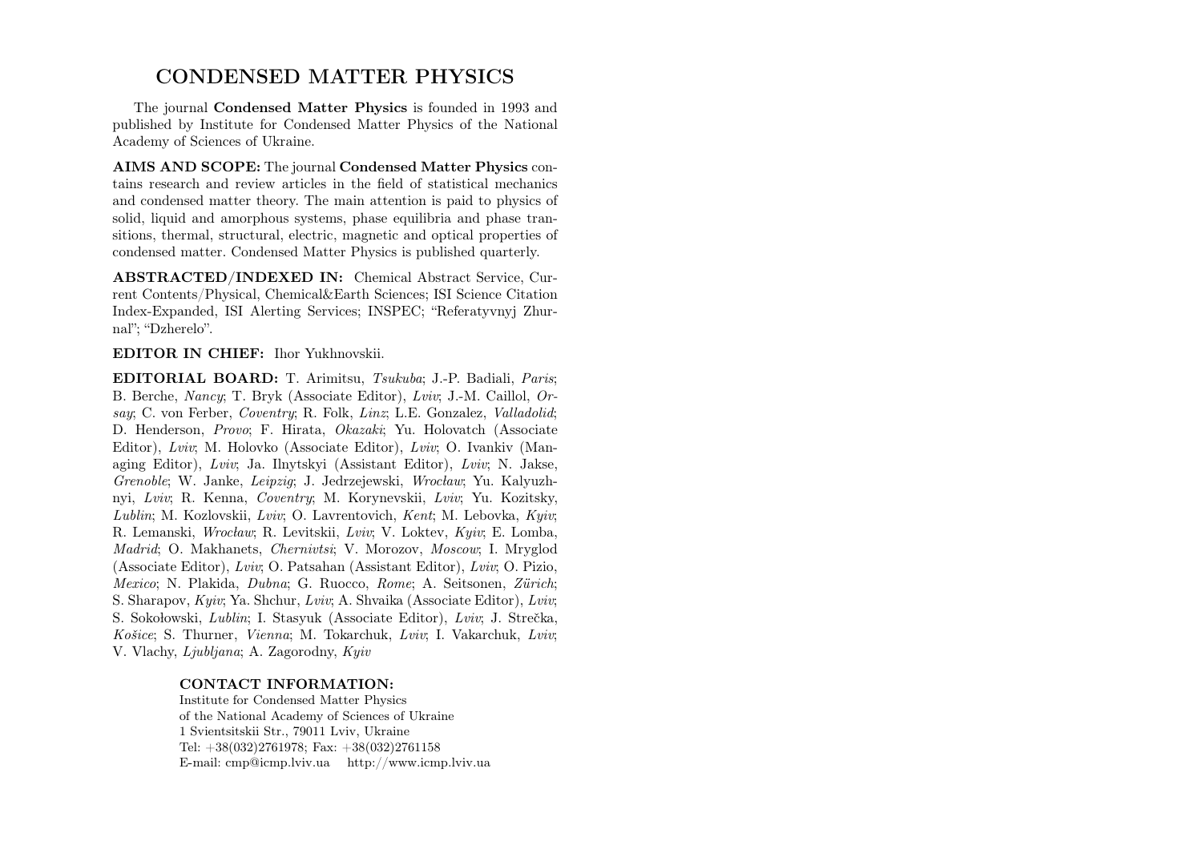# CONDENSED MATTER PHYSICS

The journal **Condensed Matter Physics** is founded in 1993 and published by Institute for Condensed Matter Physics of the National Academy of Sciences of Ukraine.

**AIMS AND SCOPE:** The journal **Condensed Matter Physics** contains research and review articles in the field of statistical mechanics and condensed matter theory. The main attention is paid to physics of solid, liquid and amorphous systems, phase equilibria and phase transitions, thermal, structural, electric, magnetic and optical properties of condensed matter. Condensed Matter Physics is published quarterly.

**ABSTRACTED/INDEXED IN:** Chemical Abstract Service, Current Contents/Physical, Chemical&Earth Sciences; ISI Science Citation Index-Expanded, ISI Alerting Services; INSPEC; "Referatyvnyj Zhurnal"; "Dzherelo".

**EDITOR IN CHIEF:** Ihor Yukhnovskii.

**EDITORIAL BOARD:** T. Arimitsu, *Tsukuba*; J.-P. Badiali, *Paris*; B. Berche, *Nancy*; T. Bryk (Associate Editor), *Lviv*; J.-M. Caillol, *Orsay*; C. von Ferber, *Coventry*; R. Folk, *Linz*; L.E. Gonzalez, *Valladolid*; D. Henderson, *Provo*; F. Hirata, *Okazaki*; Yu. Holovatch (Associate Editor), *Lviv*; M. Holovko (Associate Editor), *Lviv*; O. Ivankiv (Managing Editor), *Lviv*; Ja. Ilnytskyi (Assistant Editor), *Lviv*; N. Jakse, *Grenoble*; W. Janke, *Leipzig*; J. Jedrzejewski, *Wrocław*; Yu. Kalyuzhnyi, *Lviv*; R. Kenna, *Coventry*; M. Korynevskii, *Lviv*; Yu. Kozitsky, *Lublin*; M. Kozlovskii, *Lviv*; O. Lavrentovich, *Kent*; M. Lebovka, *Kyiv*; R. Lemanski, *Wrocław*; R. Levitskii, *Lviv*; V. Loktev, *Kyiv*; E. Lomba, *Madrid*; O. Makhanets, *Chernivtsi*; V. Morozov, *Moscow*; I. Mryglod (Associate Editor), *Lviv*; O. Patsahan (Assistant Editor), *Lviv*; O. Pizio, *Mexico*; N. Plakida, *Dubna*; G. Ruocco, *Rome*; A. Seitsonen, *Zürich*; S. Sharapov, *Kyiv*; Ya. Shchur, *Lviv*; A. Shvaika (Associate Editor), *Lviv*; S. Sokołowski, *Lublin*; I. Stasyuk (Associate Editor), *Lviv*; J. Strečka, *Košice*; S. Thurner, *Vienna*; M. Tokarchuk, *Lviv*; I. Vakarchuk, *Lviv*; V. Vlachy, *Ljubljana*; A. Zagorodny, *Kyiv*

**CONTACT INFORMATION:**
Institute for Condensed Matter Physics
of the National Academy of Sciences of Ukraine
1 Svientsitskii Str., 79011 Lviv, Ukraine
Tel: +38(032)2761978; Fax: +38(032)2761158
E-mail: cmp@icmp.lviv.ua http://www.icmp.lviv.ua